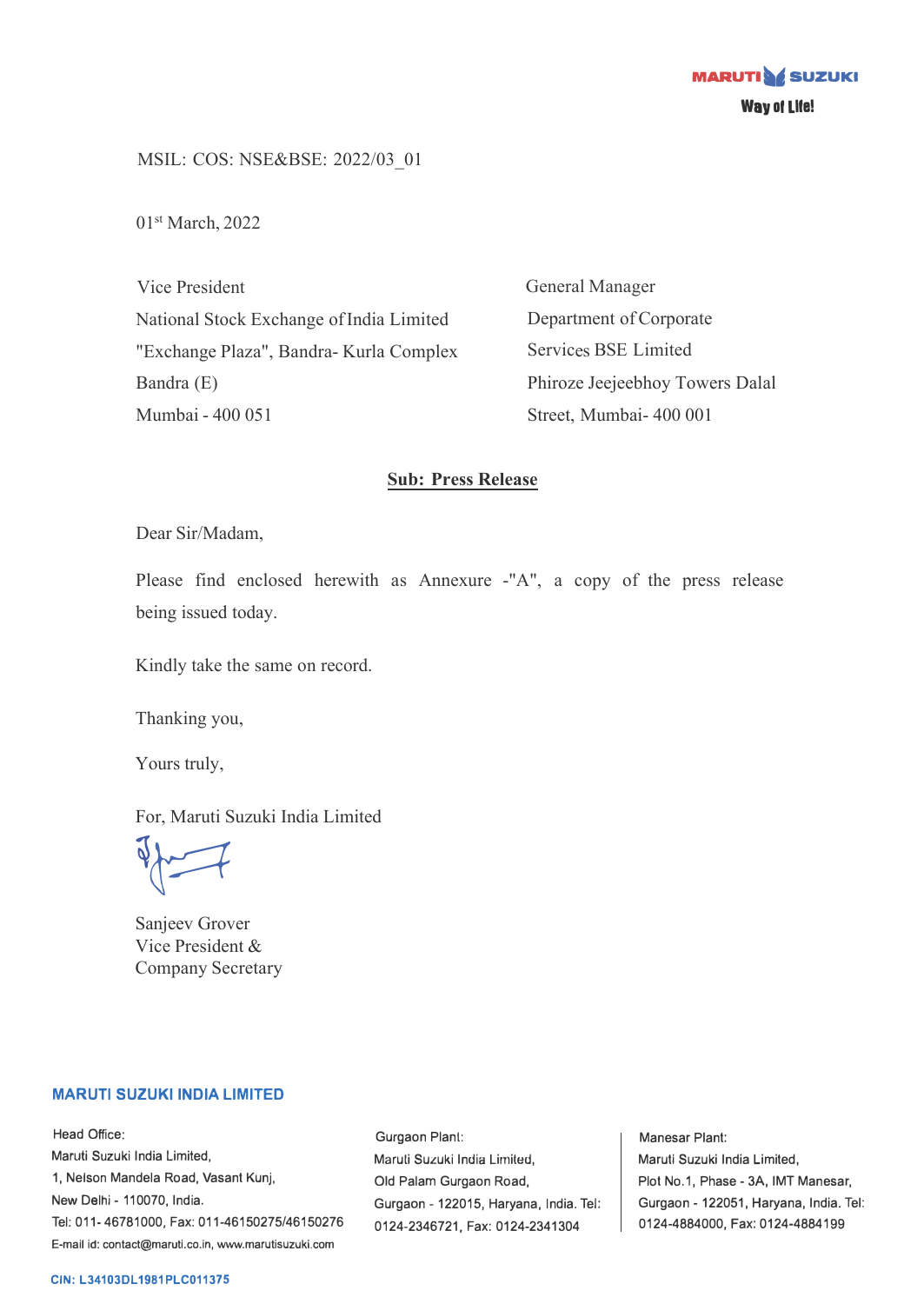MARUTI SUZUKI
Way of Life!

MSIL: COS: NSE&BSE: 2022/03_01

01st March, 2022

Vice President
National Stock Exchange of India Limited
"Exchange Plaza", Bandra- Kurla Complex
Bandra (E)
Mumbai - 400 051

General Manager
Department of Corporate
Services BSE Limited
Phiroze Jeejeebhoy Towers Dalal
Street, Mumbai- 400 001

**Sub: Press Release**

Dear Sir/Madam,

Please find enclosed herewith as Annexure -"A", a copy of the press release being issued today.

Kindly take the same on record.

Thanking you,

Yours truly,

For, Maruti Suzuki India Limited

Sanjeev Grover
Vice President &
Company Secretary

**MARUTI SUZUKI INDIA LIMITED**

Head Office:
Maruti Suzuki India Limited,
1, Nelson Mandela Road, Vasant Kunj,
New Delhi - 110070, India.
Tel: 011- 46781000, Fax: 011-46150275/46150276
E-mail id: contact@maruti.co.in, www.marutisuzuki.com

Gurgaon Plant:
Maruti Suzuki India Limited,
Old Palam Gurgaon Road,
Gurgaon - 122015, Haryana, India. Tel: 0124-2346721, Fax: 0124-2341304

Manesar Plant:
Maruti Suzuki India Limited,
Plot No.1, Phase - 3A, IMT Manesar,
Gurgaon - 122051, Haryana, India. Tel: 0124-4884000, Fax: 0124-4884199

CIN: L34103DL1981PLC011375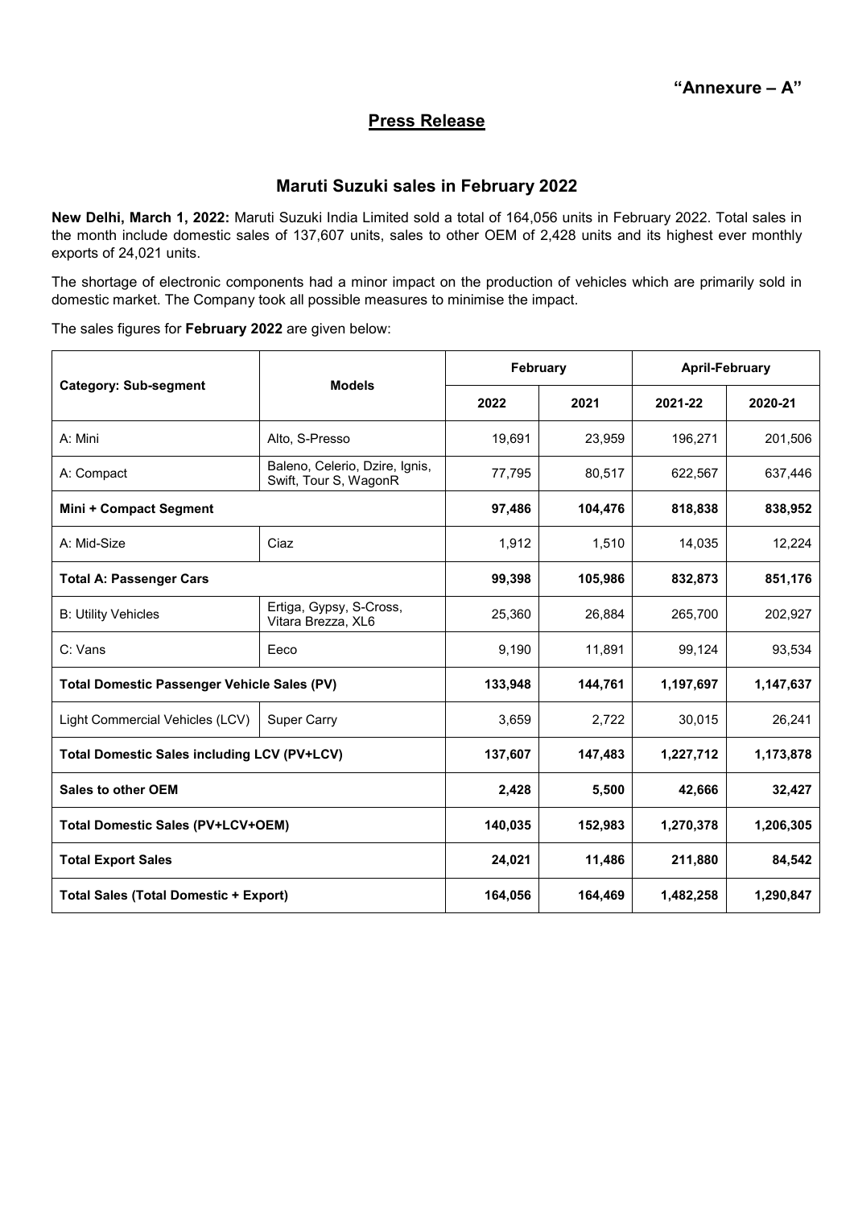**"Annexure – A"**

## Press Release

### Maruti Suzuki sales in February 2022

**New Delhi, March 1, 2022:** Maruti Suzuki India Limited sold a total of 164,056 units in February 2022. Total sales in the month include domestic sales of 137,607 units, sales to other OEM of 2,428 units and its highest ever monthly exports of 24,021 units.

The shortage of electronic components had a minor impact on the production of vehicles which are primarily sold in domestic market. The Company took all possible measures to minimise the impact.

The sales figures for **February 2022** are given below:

| Category: Sub-segment | Models | February | | April-February | |
|---|---|---|---|---|---|
| | | 2022 | 2021 | 2021-22 | 2020-21 |
| A: Mini | Alto, S-Presso | 19,691 | 23,959 | 196,271 | 201,506 |
| A: Compact | Baleno, Celerio, Dzire, Ignis, Swift, Tour S, WagonR | 77,795 | 80,517 | 622,567 | 637,446 |
| **Mini + Compact Segment** | | **97,486** | **104,476** | **818,838** | **838,952** |
| A: Mid-Size | Ciaz | 1,912 | 1,510 | 14,035 | 12,224 |
| **Total A: Passenger Cars** | | **99,398** | **105,986** | **832,873** | **851,176** |
| B: Utility Vehicles | Ertiga, Gypsy, S-Cross, Vitara Brezza, XL6 | 25,360 | 26,884 | 265,700 | 202,927 |
| C: Vans | Eeco | 9,190 | 11,891 | 99,124 | 93,534 |
| **Total Domestic Passenger Vehicle Sales (PV)** | | **133,948** | **144,761** | **1,197,697** | **1,147,637** |
| Light Commercial Vehicles (LCV) | Super Carry | 3,659 | 2,722 | 30,015 | 26,241 |
| **Total Domestic Sales including LCV (PV+LCV)** | | **137,607** | **147,483** | **1,227,712** | **1,173,878** |
| **Sales to other OEM** | | **2,428** | **5,500** | **42,666** | **32,427** |
| **Total Domestic Sales (PV+LCV+OEM)** | | **140,035** | **152,983** | **1,270,378** | **1,206,305** |
| **Total Export Sales** | | **24,021** | **11,486** | **211,880** | **84,542** |
| **Total Sales (Total Domestic + Export)** | | **164,056** | **164,469** | **1,482,258** | **1,290,847** |